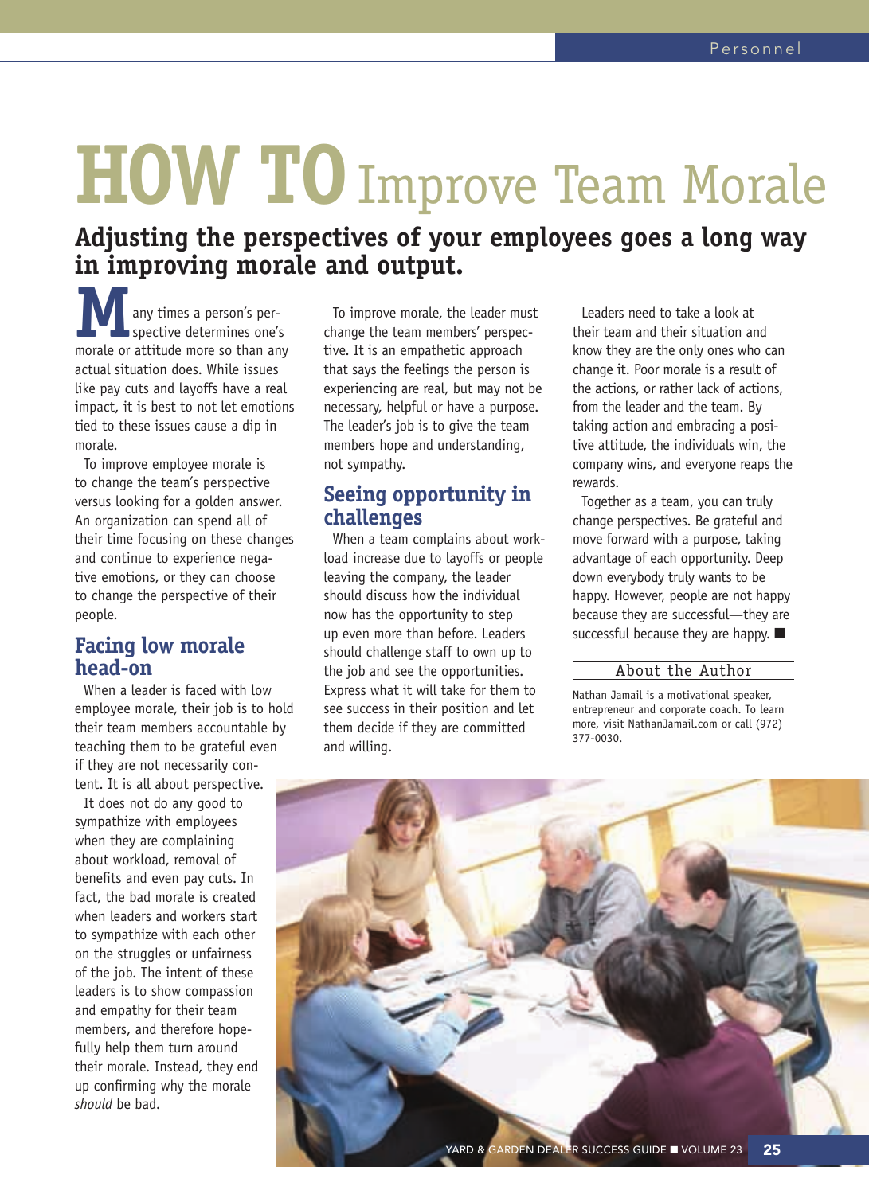# HOW TO Improve Team Morale

## Adjusting the perspectives of your employees goes a long way in improving morale and output.

Many times a person's perspective determines one's morale or attitude more so than any actual situation does. While issues like pay cuts and layoffs have a real impact, it is best to not let emotions tied to these issues cause a dip in morale.

To improve employee morale is to change the team's perspective versus looking for a golden answer. An organization can spend all of their time focusing on these changes and continue to experience negative emotions, or they can choose to change the perspective of their people.

### Facing low morale head-on

When a leader is faced with low employee morale, their job is to hold their team members accountable by teaching them to be grateful even if they are not necessarily content. It is all about perspective.

It does not do any good to sympathize with employees when they are complaining about workload, removal of benefits and even pay cuts. In fact, the bad morale is created when leaders and workers start to sympathize with each other on the struggles or unfairness of the job. The intent of these leaders is to show compassion and empathy for their team members, and therefore hopefully help them turn around their morale. Instead, they end up confirming why the morale *should* be bad.

To improve morale, the leader must change the team members' perspective. It is an empathetic approach that says the feelings the person is experiencing are real, but may not be necessary, helpful or have a purpose. The leader's job is to give the team members hope and understanding, not sympathy.

### Seeing opportunity in challenges

When a team complains about workload increase due to layoffs or people leaving the company, the leader should discuss how the individual now has the opportunity to step up even more than before. Leaders should challenge staff to own up to the job and see the opportunities. Express what it will take for them to see success in their position and let them decide if they are committed and willing.

Leaders need to take a look at their team and their situation and know they are the only ones who can change it. Poor morale is a result of the actions, or rather lack of actions, from the leader and the team. By taking action and embracing a positive attitude, the individuals win, the company wins, and everyone reaps the rewards.

Together as a team, you can truly change perspectives. Be grateful and move forward with a purpose, taking advantage of each opportunity. Deep down everybody truly wants to be happy. However, people are not happy because they are successful—they are successful because they are happy. ■

### About the Author

Nathan Jamail is a motivational speaker, entrepreneur and corporate coach. To learn more, visit NathanJamail.com or call (972) 377-0030.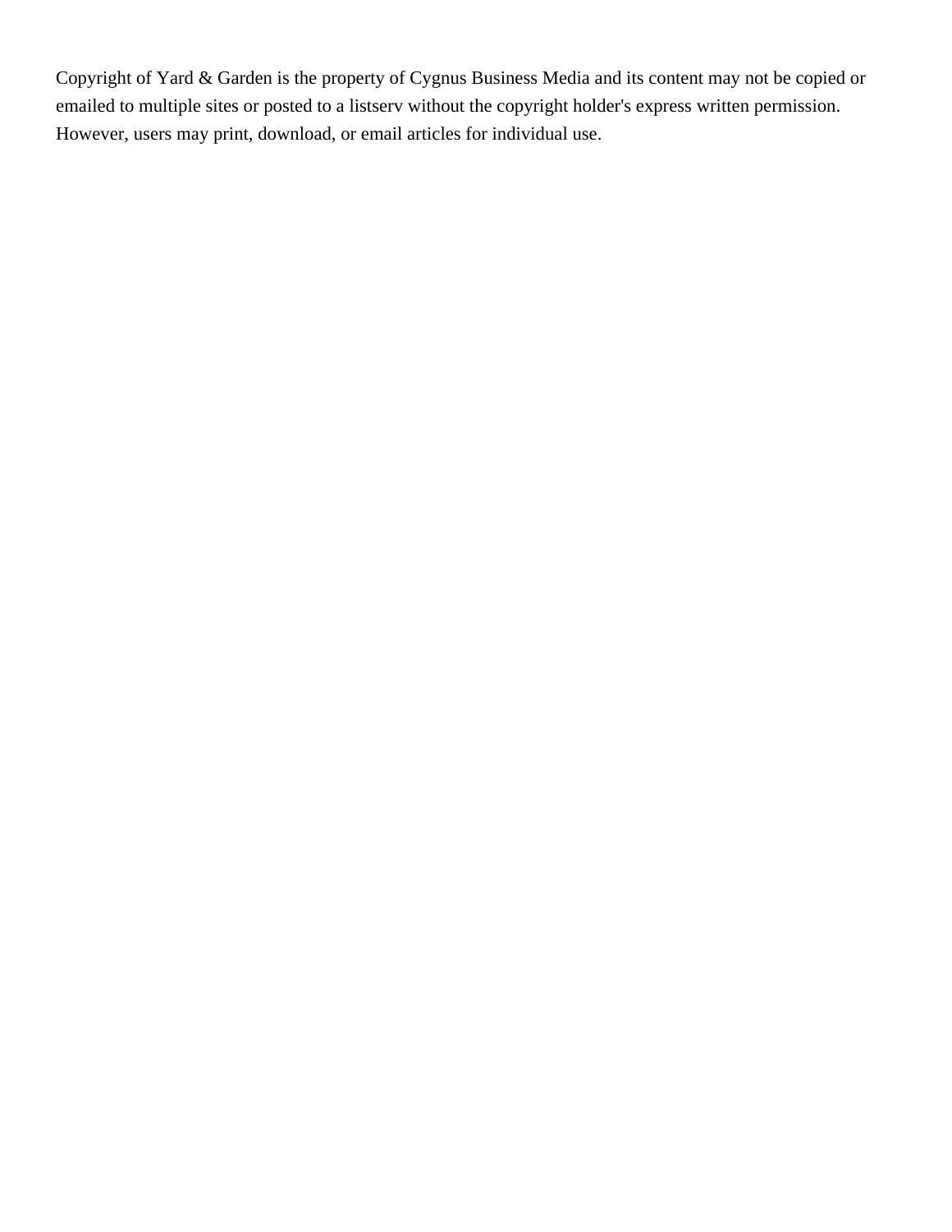Copyright of Yard & Garden is the property of Cygnus Business Media and its content may not be copied or emailed to multiple sites or posted to a listserv without the copyright holder's express written permission. However, users may print, download, or email articles for individual use.